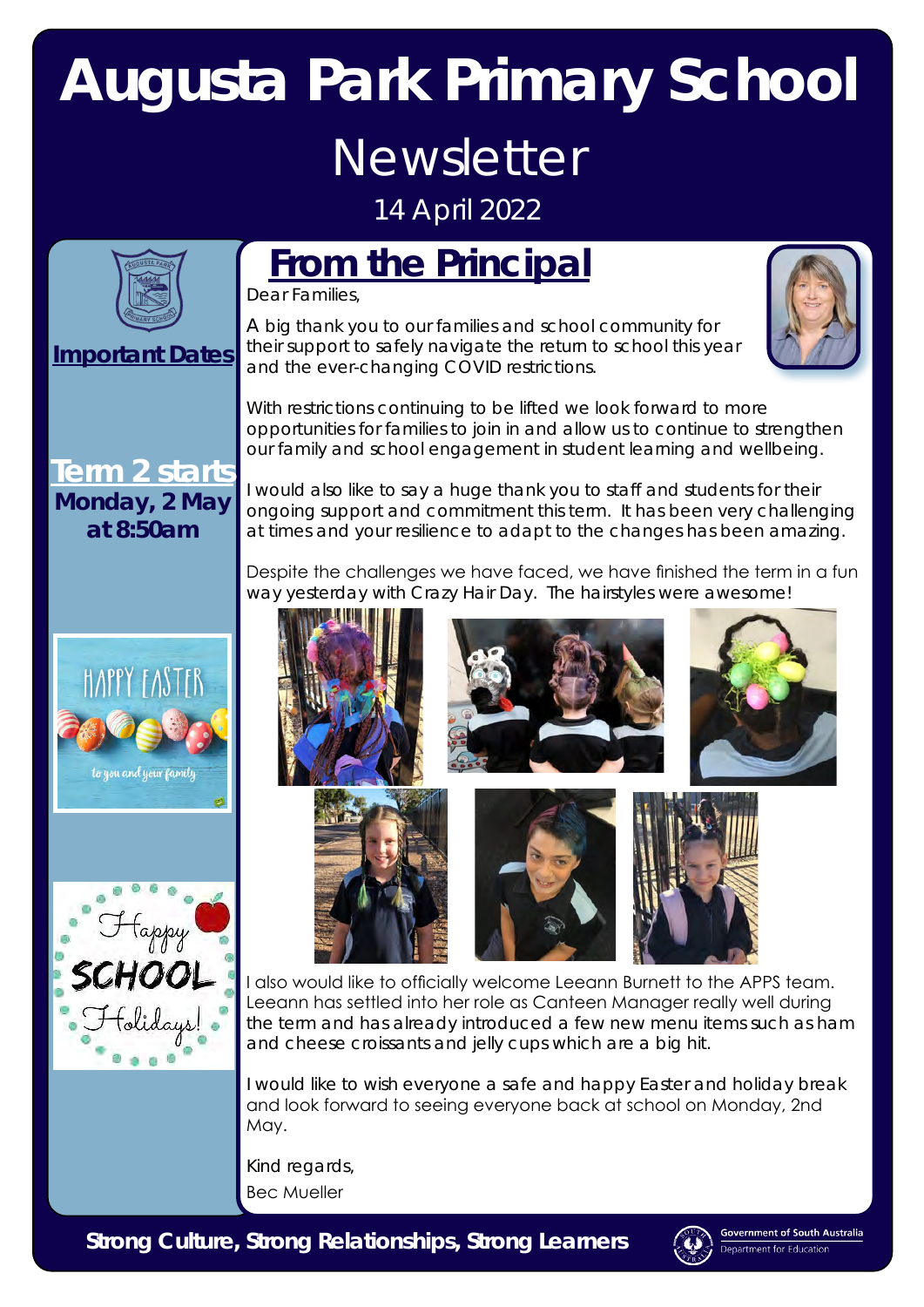# Augusta Park Primary School

## Newsletter

14 April 2022

**Important Dates**

**Term 2 starts**
**Monday, 2 May at 8:50am**

## From the Principal

Dear Families,

A big thank you to our families and school community for their support to safely navigate the return to school this year and the ever-changing COVID restrictions.

With restrictions continuing to be lifted we look forward to more opportunities for families to join in and allow us to continue to strengthen our family and school engagement in student learning and wellbeing.

I would also like to say a huge thank you to staff and students for their ongoing support and commitment this term. It has been very challenging at times and your resilience to adapt to the changes has been amazing.

Despite the challenges we have faced, we have finished the term in a fun way yesterday with Crazy Hair Day. The hairstyles were awesome!

I also would like to officially welcome Leeann Burnett to the APPS team. Leeann has settled into her role as Canteen Manager really well during the term and has already introduced a few new menu items such as ham and cheese croissants and jelly cups which are a big hit.

I would like to wish everyone a safe and happy Easter and holiday break and look forward to seeing everyone back at school on Monday, 2nd May.

Kind regards,
Bec Mueller

**Strong Culture, Strong Relationships, Strong Learners**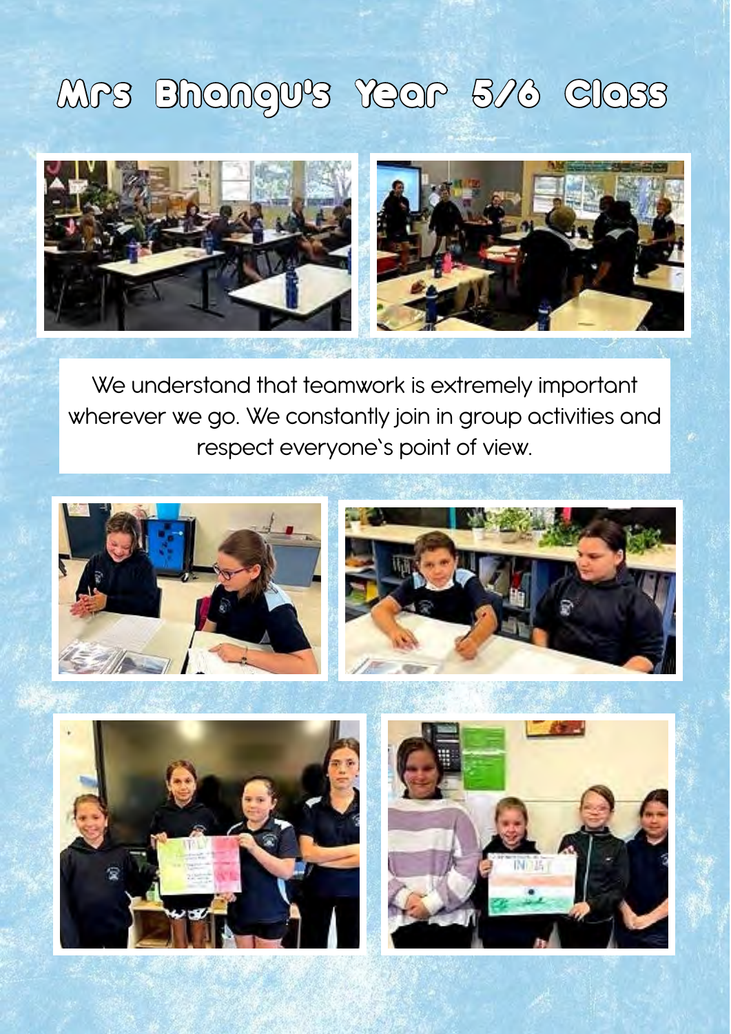# Mrs Bhangu's Year 5/6 Class

We understand that teamwork is extremely important wherever we go. We constantly join in group activities and respect everyone`s point of view.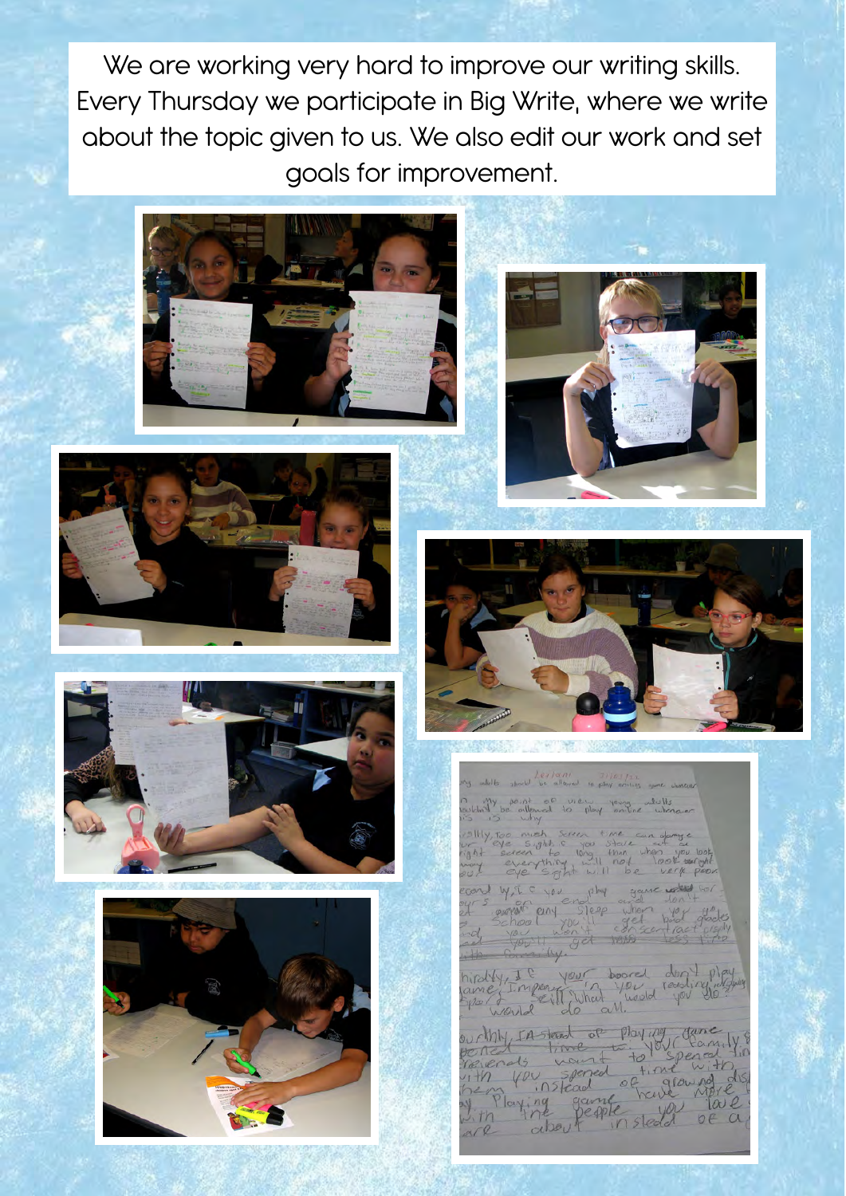We are working very hard to improve our writing skills. Every Thursday we participate in Big Write, where we write about the topic given to us. We also edit our work and set goals for improvement.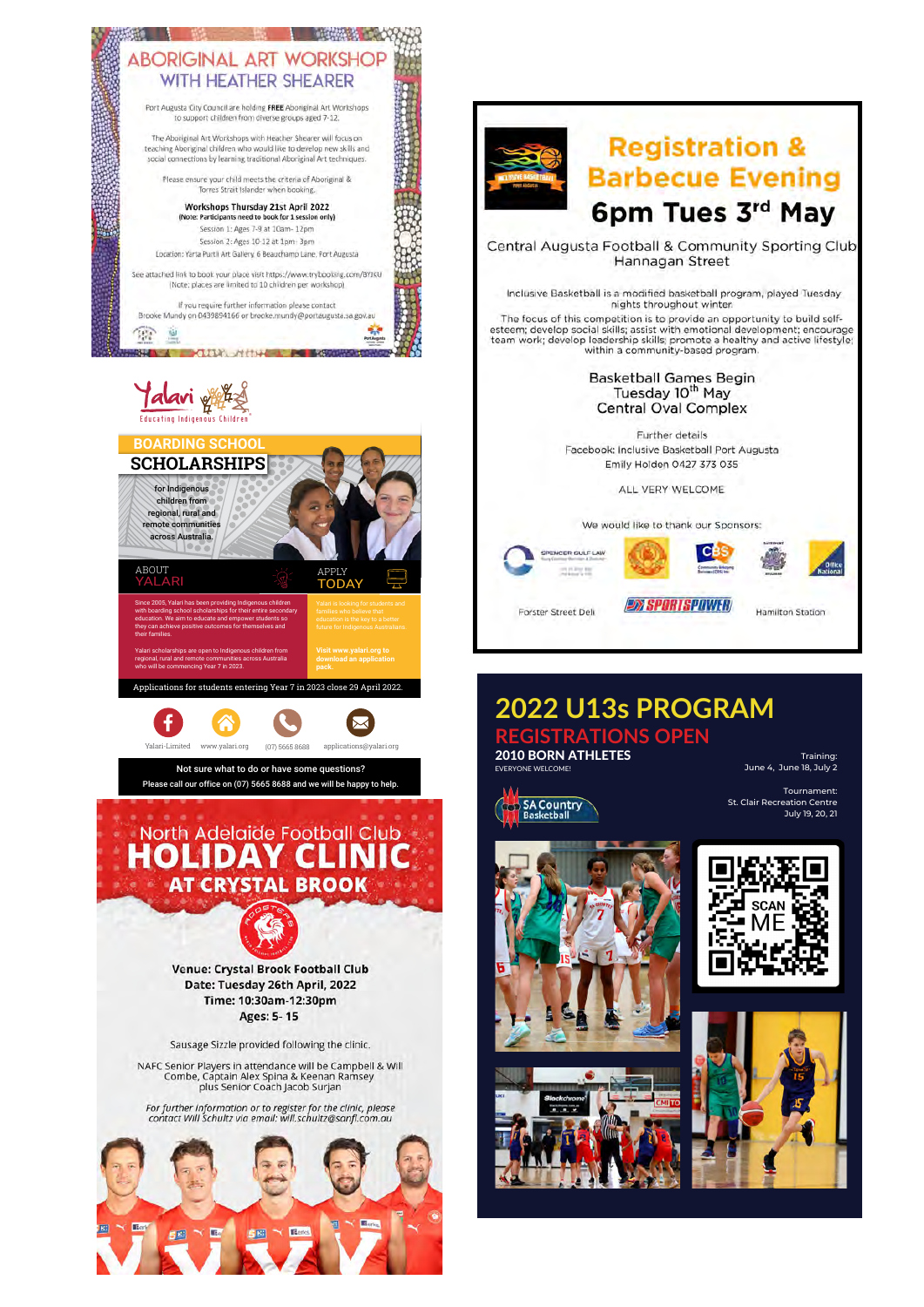# ABORIGINAL ART WORKSHOP WITH HEATHER SHEARER

Port Augusta City Council are holding **FREE** Aboriginal Art Workshops to support children from diverse groups aged 7-12.

The Aboriginal Art Workshops with Heather Shearer will focus on teaching Aboriginal children who would like to develop new skills and social connections by learning traditional Aboriginal Art techniques.

Please ensure your child meets the criteria of Aboriginal & Torres Strait Islander when booking.

**Workshops Thursday 21st April 2022**
**(Note: Participants need to book for 1 session only)**

Session 1: Ages 7-9 at 10am- 12pm

Session 2: Ages 10-12 at 1pm- 3pm

Location: Yarta Purtli Art Gallery, 6 Beauchamp Lane, Port Augusta

See attached link to book your place visit https://www.trybooking.com/BYJKU (Note: places are limited to 10 children per workshop)

If you require further information please contact Brooke Mundy on 0439894166 or brooke.mundy@portaugusta.sa.gov.au

# Registration & Barbecue Evening

## 6pm Tues 3rd May

Central Augusta Football & Community Sporting Club
Hannagan Street

Inclusive Basketball is a modified basketball program, played Tuesday nights throughout winter.

The focus of this competition is to provide an opportunity to build self-esteem; develop social skills; assist with emotional development; encourage team work; develop leadership skills; promote a healthy and active lifestyle; within a community-based program.

Basketball Games Begin
Tuesday 10th May
Central Oval Complex

Further details
Facebook: Inclusive Basketball Port Augusta
Emily Holden 0427 373 035

ALL VERY WELCOME

We would like to thank our Sponsors:

Spencer Gulf Law, CBS, Office National, Forster Street Deli, Sportspower, Hamilton Station

# Yalari
Educating Indigenous Children

## BOARDING SCHOOL SCHOLARSHIPS

for Indigenous children from regional, rural and remote communities across Australia.

**ABOUT YALARI**

Since 2005, Yalari has been providing Indigenous children with boarding school scholarships for their entire secondary education. We aim to educate and empower students so they can achieve positive outcomes for themselves and their families.

Yalari scholarships are open to Indigenous children from regional, rural and remote communities across Australia who will be commencing Year 7 in 2023.

**APPLY TODAY**

Yalari is looking for students and families who believe that education is the key to a better future for Indigenous Australians.

Visit www.yalari.org to download an application pack.

Applications for students entering Year 7 in 2023 close 29 April 2022.

Yalari-Limited | www.yalari.org | (07) 5665 8688 | applications@yalari.org

Not sure what to do or have some questions?
Please call our office on (07) 5665 8688 and we will be happy to help.

# 2022 U13s PROGRAM

## REGISTRATIONS OPEN

**2010 BORN ATHLETES**
EVERYONE WELCOME!

Training:
June 4, June 18, July 2

Tournament:
St. Clair Recreation Centre
July 19, 20, 21

SA Country Basketball

SCAN ME

# North Adelaide Football Club HOLIDAY CLINIC AT CRYSTAL BROOK

**Venue: Crystal Brook Football Club**
**Date: Tuesday 26th April, 2022**
**Time: 10:30am-12:30pm**
**Ages: 5- 15**

Sausage Sizzle provided following the clinic.

NAFC Senior Players in attendance will be Campbell & Will Combe, Captain Alex Spina & Keenan Ramsey plus Senior Coach Jacob Surjan

*For further information or to register for the clinic, please contact Will Schultz via email: will.schultz@sanfl.com.au*